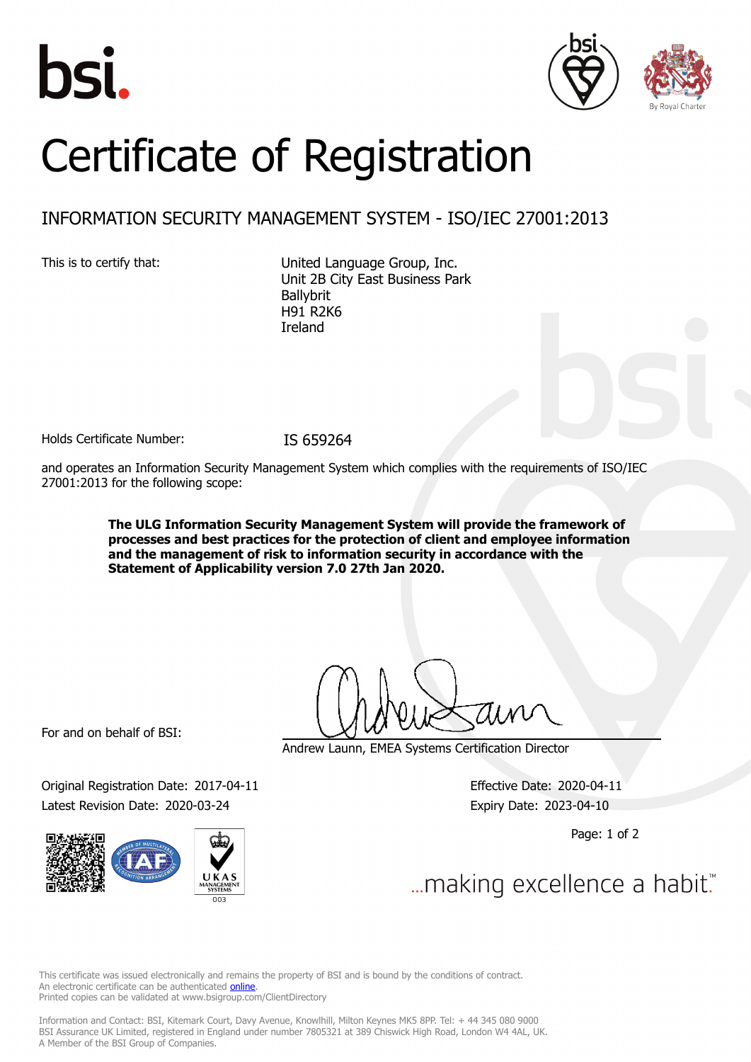# Certificate of Registration

## INFORMATION SECURITY MANAGEMENT SYSTEM - ISO/IEC 27001:2013

This is to certify that:

United Language Group, Inc.
Unit 2B City East Business Park
Ballybrit
H91 R2K6
Ireland

Holds Certificate Number: IS 659264

and operates an Information Security Management System which complies with the requirements of ISO/IEC 27001:2013 for the following scope:

**The ULG Information Security Management System will provide the framework of processes and best practices for the protection of client and employee information and the management of risk to information security in accordance with the Statement of Applicability version 7.0 27th Jan 2020.**

For and on behalf of BSI:

Andrew Launn, EMEA Systems Certification Director

Original Registration Date: 2017-04-11
Latest Revision Date: 2020-03-24

Effective Date: 2020-04-11
Expiry Date: 2023-04-10

...making excellence a habit.™

This certificate was issued electronically and remains the property of BSI and is bound by the conditions of contract.
An electronic certificate can be authenticated online.
Printed copies can be validated at www.bsigroup.com/ClientDirectory

Information and Contact: BSI, Kitemark Court, Davy Avenue, Knowlhill, Milton Keynes MK5 8PP. Tel: + 44 345 080 9000
BSI Assurance UK Limited, registered in England under number 7805321 at 389 Chiswick High Road, London W4 4AL, UK.
A Member of the BSI Group of Companies.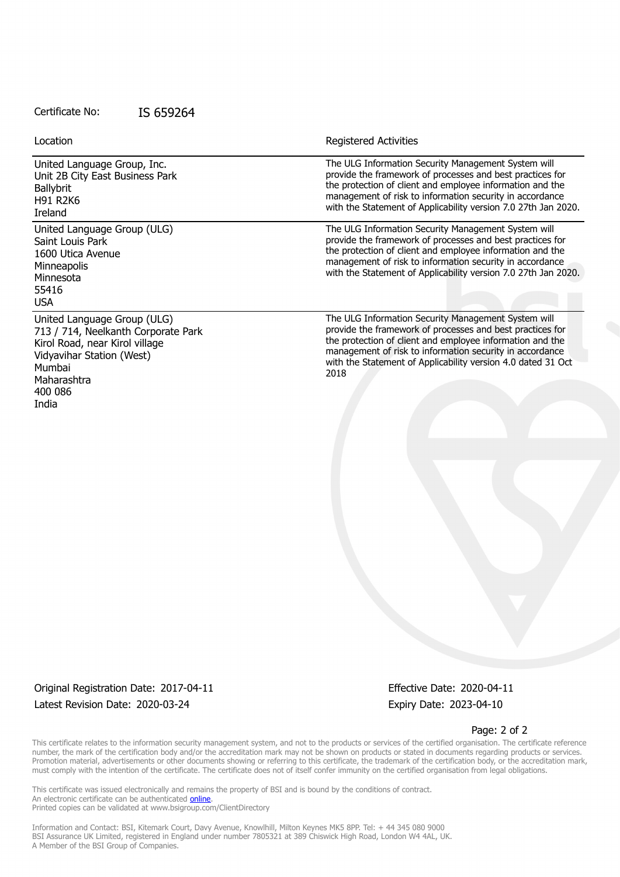Certificate No: IS 659264

| Location | Registered Activities |
| --- | --- |
| United Language Group, Inc.<br>Unit 2B City East Business Park<br>Ballybrit<br>H91 R2K6<br>Ireland | The ULG Information Security Management System will provide the framework of processes and best practices for the protection of client and employee information and the management of risk to information security in accordance with the Statement of Applicability version 7.0 27th Jan 2020. |
| United Language Group (ULG)<br>Saint Louis Park<br>1600 Utica Avenue<br>Minneapolis<br>Minnesota<br>55416<br>USA | The ULG Information Security Management System will provide the framework of processes and best practices for the protection of client and employee information and the management of risk to information security in accordance with the Statement of Applicability version 7.0 27th Jan 2020. |
| United Language Group (ULG)<br>713 / 714, Neelkanth Corporate Park<br>Kirol Road, near Kirol village<br>Vidyavihar Station (West)<br>Mumbai<br>Maharashtra<br>400 086<br>India | The ULG Information Security Management System will provide the framework of processes and best practices for the protection of client and employee information and the management of risk to information security in accordance with the Statement of Applicability version 4.0 dated 31 Oct 2018 |

Original Registration Date: 2017-04-11

Latest Revision Date: 2020-03-24

Effective Date: 2020-04-11

Expiry Date: 2023-04-10

This certificate relates to the information security management system, and not to the products or services of the certified organisation. The certificate reference number, the mark of the certification body and/or the accreditation mark may not be shown on products or stated in documents regarding products or services. Promotion material, advertisements or other documents showing or referring to this certificate, the trademark of the certification body, or the accreditation mark, must comply with the intention of the certificate. The certificate does not of itself confer immunity on the certified organisation from legal obligations.

This certificate was issued electronically and remains the property of BSI and is bound by the conditions of contract.
An electronic certificate can be authenticated online.
Printed copies can be validated at www.bsigroup.com/ClientDirectory

Information and Contact: BSI, Kitemark Court, Davy Avenue, Knowlhill, Milton Keynes MK5 8PP. Tel: + 44 345 080 9000
BSI Assurance UK Limited, registered in England under number 7805321 at 389 Chiswick High Road, London W4 4AL, UK.
A Member of the BSI Group of Companies.